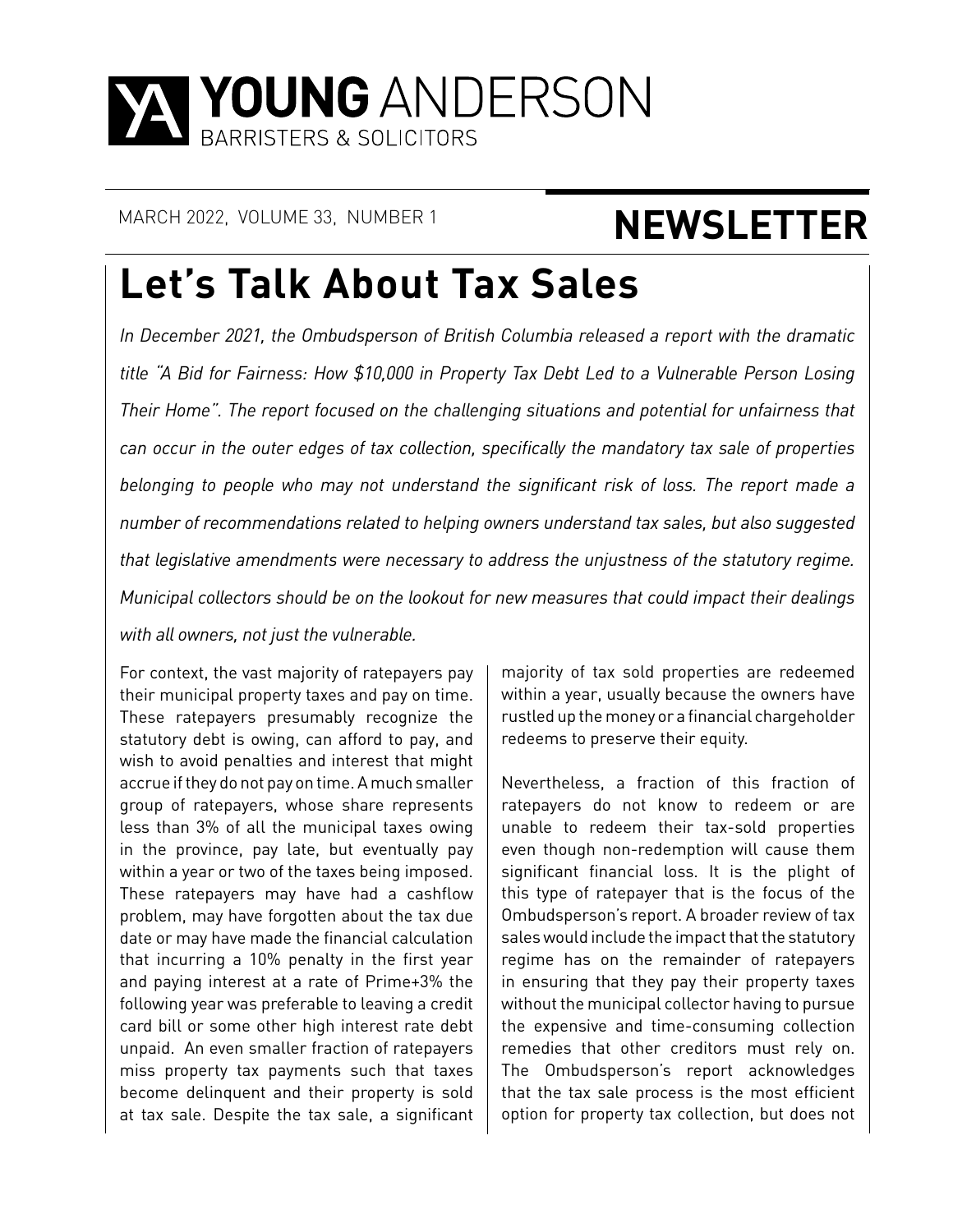# YOUNG ANDERSON
BARRISTERS & SOLICITORS

MARCH 2022, VOLUME 33, NUMBER 1

**NEWSLETTER**

# Let's Talk About Tax Sales

*In December 2021, the Ombudsperson of British Columbia released a report with the dramatic title "A Bid for Fairness: How $10,000 in Property Tax Debt Led to a Vulnerable Person Losing Their Home". The report focused on the challenging situations and potential for unfairness that can occur in the outer edges of tax collection, specifically the mandatory tax sale of properties belonging to people who may not understand the significant risk of loss. The report made a number of recommendations related to helping owners understand tax sales, but also suggested that legislative amendments were necessary to address the unjustness of the statutory regime. Municipal collectors should be on the lookout for new measures that could impact their dealings with all owners, not just the vulnerable.*

For context, the vast majority of ratepayers pay their municipal property taxes and pay on time. These ratepayers presumably recognize the statutory debt is owing, can afford to pay, and wish to avoid penalties and interest that might accrue if they do not pay on time. A much smaller group of ratepayers, whose share represents less than 3% of all the municipal taxes owing in the province, pay late, but eventually pay within a year or two of the taxes being imposed. These ratepayers may have had a cashflow problem, may have forgotten about the tax due date or may have made the financial calculation that incurring a 10% penalty in the first year and paying interest at a rate of Prime+3% the following year was preferable to leaving a credit card bill or some other high interest rate debt unpaid. An even smaller fraction of ratepayers miss property tax payments such that taxes become delinquent and their property is sold at tax sale. Despite the tax sale, a significant majority of tax sold properties are redeemed within a year, usually because the owners have rustled up the money or a financial chargeholder redeems to preserve their equity.

Nevertheless, a fraction of this fraction of ratepayers do not know to redeem or are unable to redeem their tax-sold properties even though non-redemption will cause them significant financial loss. It is the plight of this type of ratepayer that is the focus of the Ombudsperson's report. A broader review of tax sales would include the impact that the statutory regime has on the remainder of ratepayers in ensuring that they pay their property taxes without the municipal collector having to pursue the expensive and time-consuming collection remedies that other creditors must rely on. The Ombudsperson's report acknowledges that the tax sale process is the most efficient option for property tax collection, but does not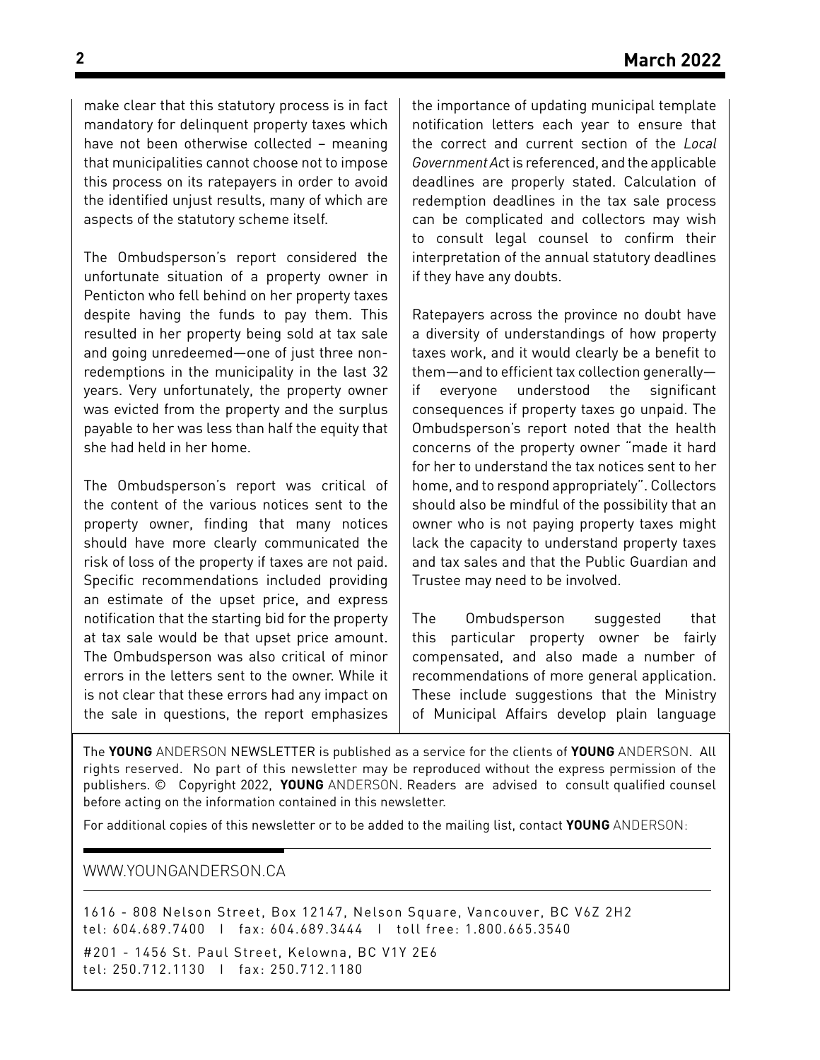make clear that this statutory process is in fact mandatory for delinquent property taxes which have not been otherwise collected – meaning that municipalities cannot choose not to impose this process on its ratepayers in order to avoid the identified unjust results, many of which are aspects of the statutory scheme itself.

The Ombudsperson's report considered the unfortunate situation of a property owner in Penticton who fell behind on her property taxes despite having the funds to pay them. This resulted in her property being sold at tax sale and going unredeemed—one of just three non-redemptions in the municipality in the last 32 years. Very unfortunately, the property owner was evicted from the property and the surplus payable to her was less than half the equity that she had held in her home.

The Ombudsperson's report was critical of the content of the various notices sent to the property owner, finding that many notices should have more clearly communicated the risk of loss of the property if taxes are not paid. Specific recommendations included providing an estimate of the upset price, and express notification that the starting bid for the property at tax sale would be that upset price amount. The Ombudsperson was also critical of minor errors in the letters sent to the owner. While it is not clear that these errors had any impact on the sale in questions, the report emphasizes the importance of updating municipal template notification letters each year to ensure that the correct and current section of the *Local Government Act* is referenced, and the applicable deadlines are properly stated. Calculation of redemption deadlines in the tax sale process can be complicated and collectors may wish to consult legal counsel to confirm their interpretation of the annual statutory deadlines if they have any doubts.

Ratepayers across the province no doubt have a diversity of understandings of how property taxes work, and it would clearly be a benefit to them—and to efficient tax collection generally—if everyone understood the significant consequences if property taxes go unpaid. The Ombudsperson's report noted that the health concerns of the property owner "made it hard for her to understand the tax notices sent to her home, and to respond appropriately". Collectors should also be mindful of the possibility that an owner who is not paying property taxes might lack the capacity to understand property taxes and tax sales and that the Public Guardian and Trustee may need to be involved.

The Ombudsperson suggested that this particular property owner be fairly compensated, and also made a number of recommendations of more general application. These include suggestions that the Ministry of Municipal Affairs develop plain language

The **YOUNG** ANDERSON NEWSLETTER is published as a service for the clients of **YOUNG** ANDERSON. All rights reserved. No part of this newsletter may be reproduced without the express permission of the publishers. © Copyright 2022, **YOUNG** ANDERSON. Readers are advised to consult qualified counsel before acting on the information contained in this newsletter.

For additional copies of this newsletter or to be added to the mailing list, contact **YOUNG** ANDERSON:

WWW.YOUNGANDERSON.CA

1616 - 808 Nelson Street, Box 12147, Nelson Square, Vancouver, BC V6Z 2H2
tel: 604.689.7400 | fax: 604.689.3444 | toll free: 1.800.665.3540

#201 - 1456 St. Paul Street, Kelowna, BC V1Y 2E6
tel: 250.712.1130 | fax: 250.712.1180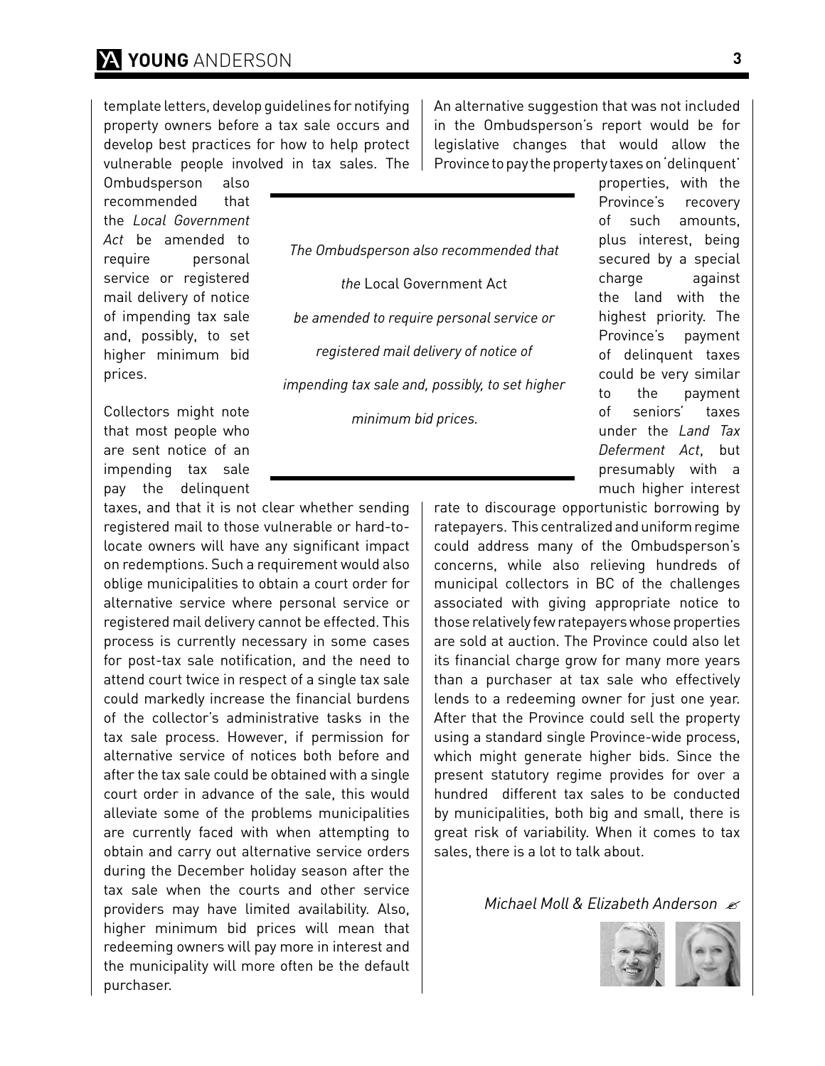template letters, develop guidelines for notifying property owners before a tax sale occurs and develop best practices for how to help protect vulnerable people involved in tax sales. The Ombudsperson also recommended that the *Local Government Act* be amended to require personal service or registered mail delivery of notice of impending tax sale and, possibly, to set higher minimum bid prices.

> *The Ombudsperson also recommended that the* Local Government Act *be amended to require personal service or registered mail delivery of notice of impending tax sale and, possibly, to set higher minimum bid prices.*

Collectors might note that most people who are sent notice of an impending tax sale pay the delinquent taxes, and that it is not clear whether sending registered mail to those vulnerable or hard-to-locate owners will have any significant impact on redemptions. Such a requirement would also oblige municipalities to obtain a court order for alternative service where personal service or registered mail delivery cannot be effected. This process is currently necessary in some cases for post-tax sale notification, and the need to attend court twice in respect of a single tax sale could markedly increase the financial burdens of the collector's administrative tasks in the tax sale process. However, if permission for alternative service of notices both before and after the tax sale could be obtained with a single court order in advance of the sale, this would alleviate some of the problems municipalities are currently faced with when attempting to obtain and carry out alternative service orders during the December holiday season after the tax sale when the courts and other service providers may have limited availability. Also, higher minimum bid prices will mean that redeeming owners will pay more in interest and the municipality will more often be the default purchaser.

An alternative suggestion that was not included in the Ombudsperson's report would be for legislative changes that would allow the Province to pay the property taxes on 'delinquent' properties, with the Province's recovery of such amounts, plus interest, being secured by a special charge against the land with the highest priority. The Province's payment of delinquent taxes could be very similar to the payment of seniors' taxes under the *Land Tax Deferment Act*, but presumably with a much higher interest rate to discourage opportunistic borrowing by ratepayers. This centralized and uniform regime could address many of the Ombudsperson's concerns, while also relieving hundreds of municipal collectors in BC of the challenges associated with giving appropriate notice to those relatively few ratepayers whose properties are sold at auction. The Province could also let its financial charge grow for many more years than a purchaser at tax sale who effectively lends to a redeeming owner for just one year. After that the Province could sell the property using a standard single Province-wide process, which might generate higher bids. Since the present statutory regime provides for over a hundred different tax sales to be conducted by municipalities, both big and small, there is great risk of variability. When it comes to tax sales, there is a lot to talk about.

*Michael Moll & Elizabeth Anderson*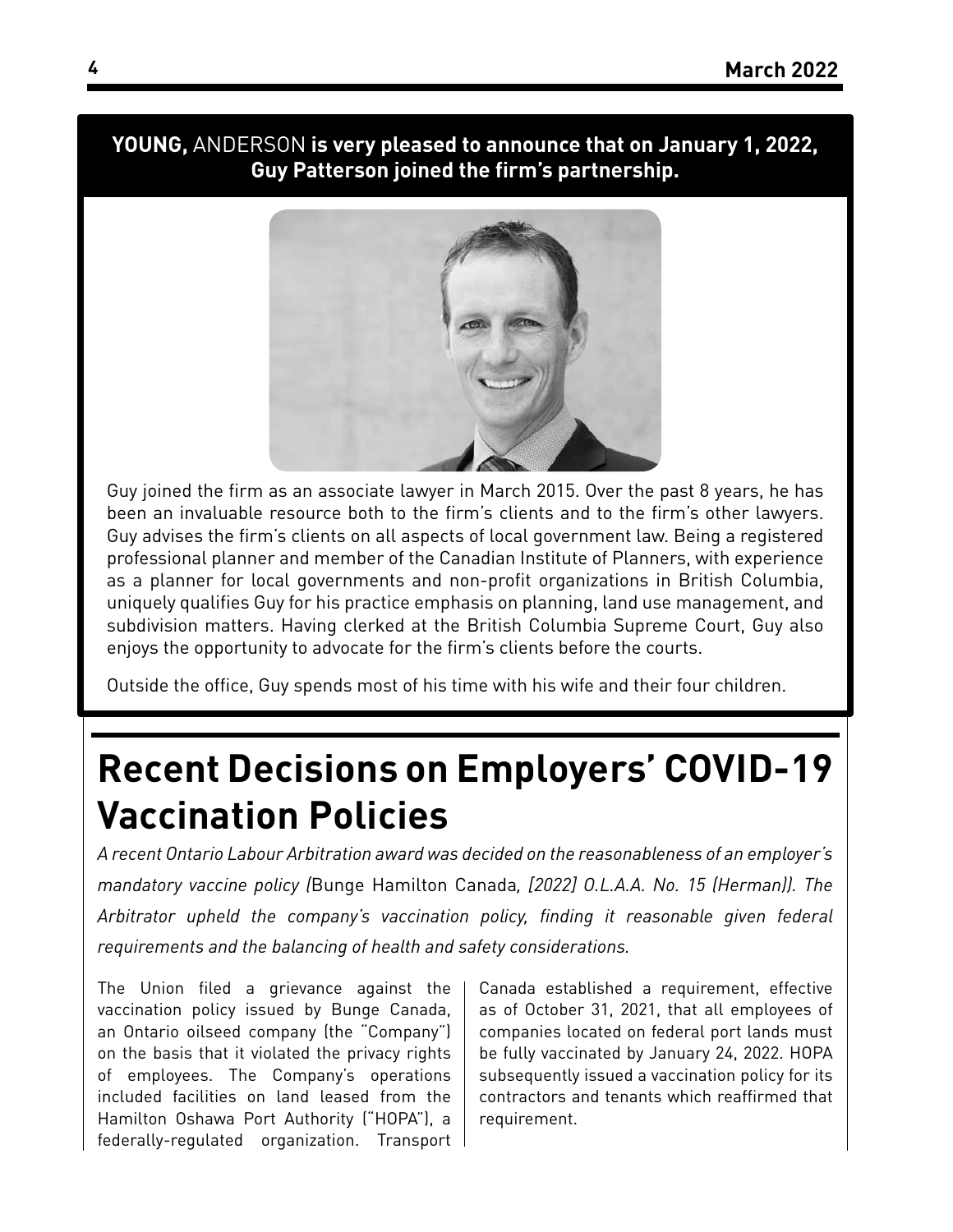**YOUNG,** ANDERSON **is very pleased to announce that on January 1, 2022, Guy Patterson joined the firm's partnership.**

Guy joined the firm as an associate lawyer in March 2015. Over the past 8 years, he has been an invaluable resource both to the firm's clients and to the firm's other lawyers. Guy advises the firm's clients on all aspects of local government law. Being a registered professional planner and member of the Canadian Institute of Planners, with experience as a planner for local governments and non-profit organizations in British Columbia, uniquely qualifies Guy for his practice emphasis on planning, land use management, and subdivision matters. Having clerked at the British Columbia Supreme Court, Guy also enjoys the opportunity to advocate for the firm's clients before the courts.

Outside the office, Guy spends most of his time with his wife and their four children.

# Recent Decisions on Employers' COVID-19 Vaccination Policies

*A recent Ontario Labour Arbitration award was decided on the reasonableness of an employer's mandatory vaccine policy (*Bunge Hamilton Canada*, [2022] O.L.A.A. No. 15 (Herman)). The Arbitrator upheld the company's vaccination policy, finding it reasonable given federal requirements and the balancing of health and safety considerations.*

The Union filed a grievance against the vaccination policy issued by Bunge Canada, an Ontario oilseed company (the "Company") on the basis that it violated the privacy rights of employees. The Company's operations included facilities on land leased from the Hamilton Oshawa Port Authority ("HOPA"), a federally-regulated organization. Transport Canada established a requirement, effective as of October 31, 2021, that all employees of companies located on federal port lands must be fully vaccinated by January 24, 2022. HOPA subsequently issued a vaccination policy for its contractors and tenants which reaffirmed that requirement.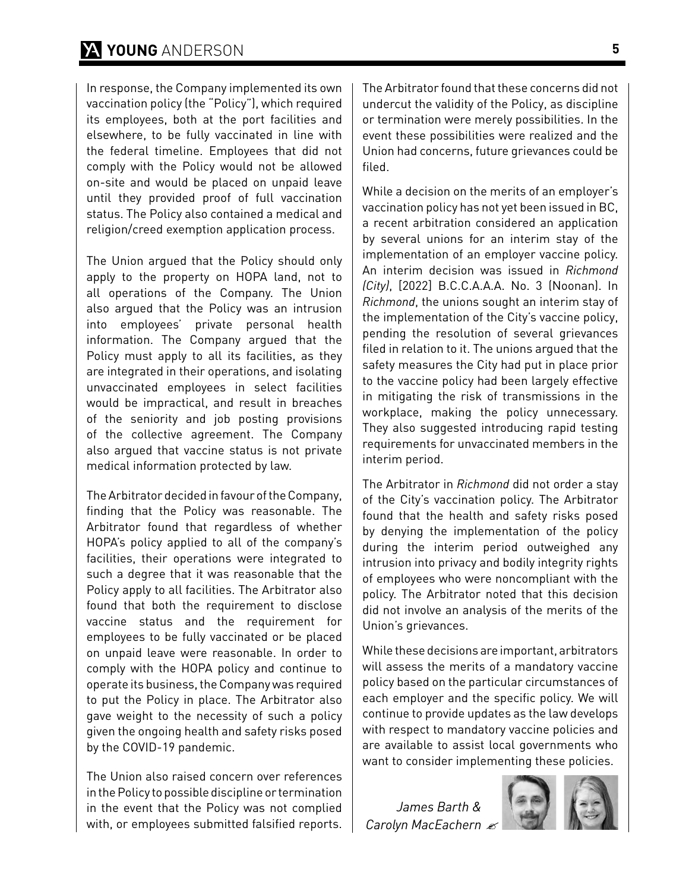In response, the Company implemented its own vaccination policy (the "Policy"), which required its employees, both at the port facilities and elsewhere, to be fully vaccinated in line with the federal timeline. Employees that did not comply with the Policy would not be allowed on-site and would be placed on unpaid leave until they provided proof of full vaccination status. The Policy also contained a medical and religion/creed exemption application process.

The Union argued that the Policy should only apply to the property on HOPA land, not to all operations of the Company. The Union also argued that the Policy was an intrusion into employees' private personal health information. The Company argued that the Policy must apply to all its facilities, as they are integrated in their operations, and isolating unvaccinated employees in select facilities would be impractical, and result in breaches of the seniority and job posting provisions of the collective agreement. The Company also argued that vaccine status is not private medical information protected by law.

The Arbitrator decided in favour of the Company, finding that the Policy was reasonable. The Arbitrator found that regardless of whether HOPA's policy applied to all of the company's facilities, their operations were integrated to such a degree that it was reasonable that the Policy apply to all facilities. The Arbitrator also found that both the requirement to disclose vaccine status and the requirement for employees to be fully vaccinated or be placed on unpaid leave were reasonable. In order to comply with the HOPA policy and continue to operate its business, the Company was required to put the Policy in place. The Arbitrator also gave weight to the necessity of such a policy given the ongoing health and safety risks posed by the COVID-19 pandemic.

The Union also raised concern over references in the Policy to possible discipline or termination in the event that the Policy was not complied with, or employees submitted falsified reports. The Arbitrator found that these concerns did not undercut the validity of the Policy, as discipline or termination were merely possibilities. In the event these possibilities were realized and the Union had concerns, future grievances could be filed.

While a decision on the merits of an employer's vaccination policy has not yet been issued in BC, a recent arbitration considered an application by several unions for an interim stay of the implementation of an employer vaccine policy. An interim decision was issued in *Richmond (City)*, [2022] B.C.C.A.A.A. No. 3 (Noonan). In *Richmond*, the unions sought an interim stay of the implementation of the City's vaccine policy, pending the resolution of several grievances filed in relation to it. The unions argued that the safety measures the City had put in place prior to the vaccine policy had been largely effective in mitigating the risk of transmissions in the workplace, making the policy unnecessary. They also suggested introducing rapid testing requirements for unvaccinated members in the interim period.

The Arbitrator in *Richmond* did not order a stay of the City's vaccination policy. The Arbitrator found that the health and safety risks posed by denying the implementation of the policy during the interim period outweighed any intrusion into privacy and bodily integrity rights of employees who were noncompliant with the policy. The Arbitrator noted that this decision did not involve an analysis of the merits of the Union's grievances.

While these decisions are important, arbitrators will assess the merits of a mandatory vaccine policy based on the particular circumstances of each employer and the specific policy. We will continue to provide updates as the law develops with respect to mandatory vaccine policies and are available to assist local governments who want to consider implementing these policies.

*James Barth & Carolyn MacEachern*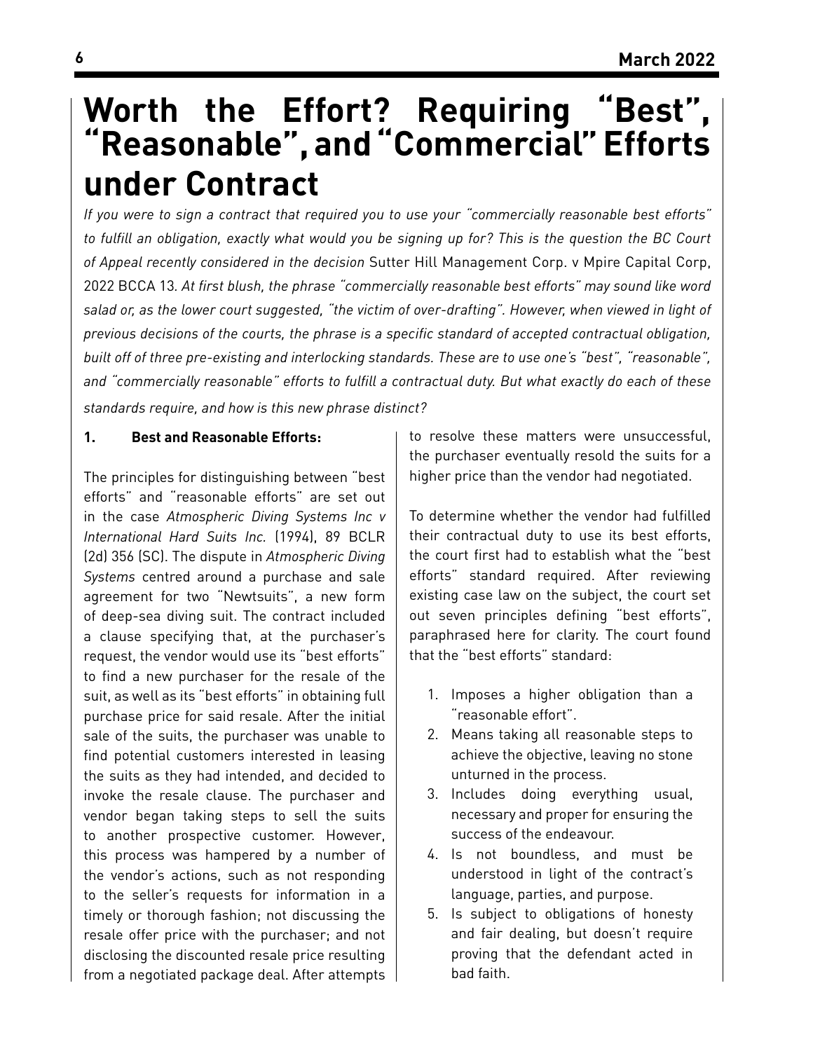# Worth the Effort? Requiring "Best", "Reasonable", and "Commercial" Efforts under Contract

*If you were to sign a contract that required you to use your "commercially reasonable best efforts" to fulfill an obligation, exactly what would you be signing up for? This is the question the BC Court of Appeal recently considered in the decision* Sutter Hill Management Corp. v Mpire Capital Corp, 2022 BCCA 13. *At first blush, the phrase "commercially reasonable best efforts" may sound like word salad or, as the lower court suggested, "the victim of over-drafting". However, when viewed in light of previous decisions of the courts, the phrase is a specific standard of accepted contractual obligation, built off of three pre-existing and interlocking standards. These are to use one's "best", "reasonable", and "commercially reasonable" efforts to fulfill a contractual duty. But what exactly do each of these standards require, and how is this new phrase distinct?*

**1. Best and Reasonable Efforts:**

The principles for distinguishing between "best efforts" and "reasonable efforts" are set out in the case *Atmospheric Diving Systems Inc v International Hard Suits Inc.* (1994), 89 BCLR (2d) 356 (SC). The dispute in *Atmospheric Diving Systems* centred around a purchase and sale agreement for two "Newtsuits", a new form of deep-sea diving suit. The contract included a clause specifying that, at the purchaser's request, the vendor would use its "best efforts" to find a new purchaser for the resale of the suit, as well as its "best efforts" in obtaining full purchase price for said resale. After the initial sale of the suits, the purchaser was unable to find potential customers interested in leasing the suits as they had intended, and decided to invoke the resale clause. The purchaser and vendor began taking steps to sell the suits to another prospective customer. However, this process was hampered by a number of the vendor's actions, such as not responding to the seller's requests for information in a timely or thorough fashion; not discussing the resale offer price with the purchaser; and not disclosing the discounted resale price resulting from a negotiated package deal. After attempts to resolve these matters were unsuccessful, the purchaser eventually resold the suits for a higher price than the vendor had negotiated.

To determine whether the vendor had fulfilled their contractual duty to use its best efforts, the court first had to establish what the "best efforts" standard required. After reviewing existing case law on the subject, the court set out seven principles defining "best efforts", paraphrased here for clarity. The court found that the "best efforts" standard:

1. Imposes a higher obligation than a "reasonable effort".
2. Means taking all reasonable steps to achieve the objective, leaving no stone unturned in the process.
3. Includes doing everything usual, necessary and proper for ensuring the success of the endeavour.
4. Is not boundless, and must be understood in light of the contract's language, parties, and purpose.
5. Is subject to obligations of honesty and fair dealing, but doesn't require proving that the defendant acted in bad faith.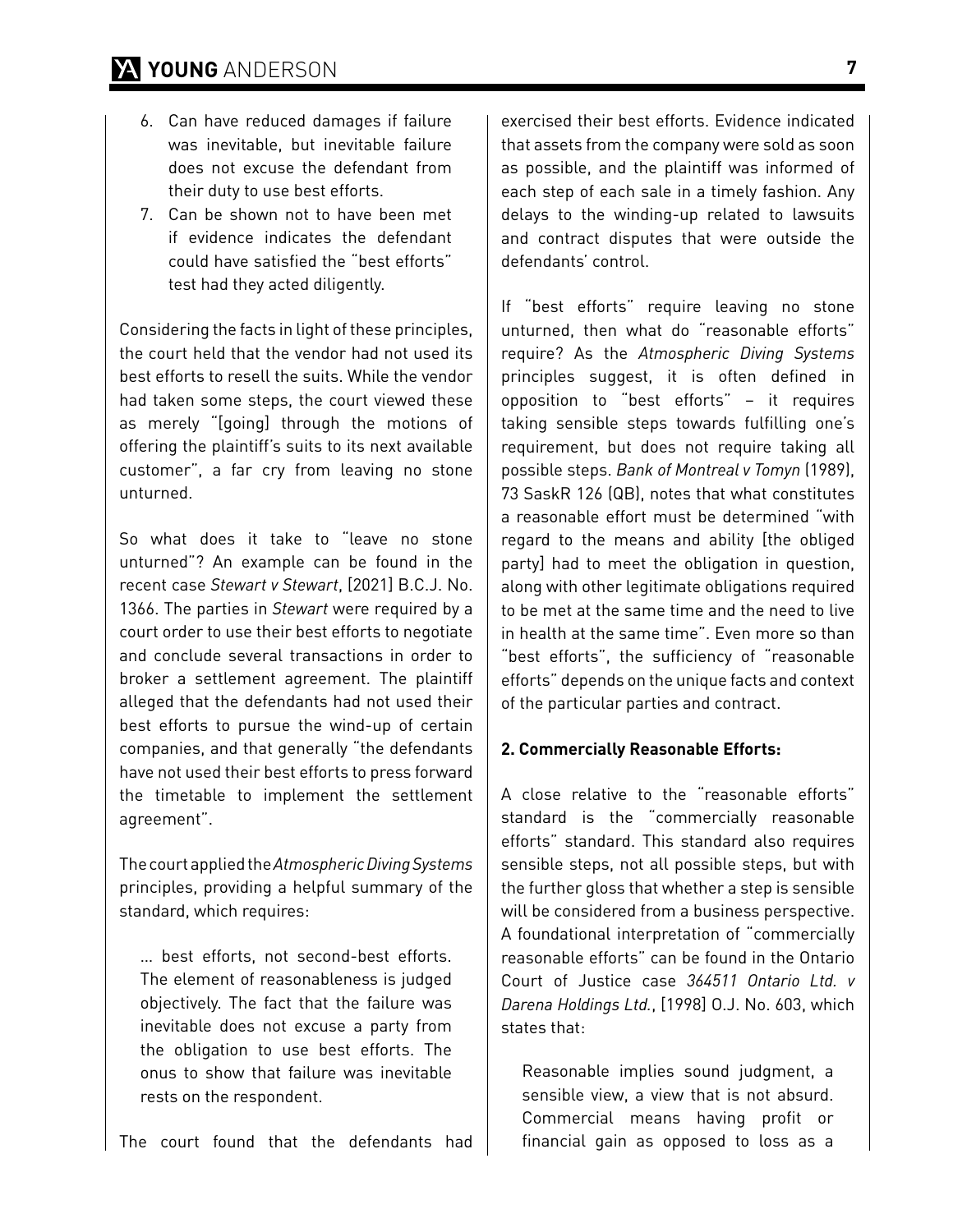6. Can have reduced damages if failure was inevitable, but inevitable failure does not excuse the defendant from their duty to use best efforts.
7. Can be shown not to have been met if evidence indicates the defendant could have satisfied the "best efforts" test had they acted diligently.

Considering the facts in light of these principles, the court held that the vendor had not used its best efforts to resell the suits. While the vendor had taken some steps, the court viewed these as merely "[going] through the motions of offering the plaintiff's suits to its next available customer", a far cry from leaving no stone unturned.

So what does it take to "leave no stone unturned"? An example can be found in the recent case *Stewart v Stewart*, [2021] B.C.J. No. 1366. The parties in *Stewart* were required by a court order to use their best efforts to negotiate and conclude several transactions in order to broker a settlement agreement. The plaintiff alleged that the defendants had not used their best efforts to pursue the wind-up of certain companies, and that generally "the defendants have not used their best efforts to press forward the timetable to implement the settlement agreement".

The court applied the *Atmospheric Diving Systems* principles, providing a helpful summary of the standard, which requires:

> … best efforts, not second-best efforts. The element of reasonableness is judged objectively. The fact that the failure was inevitable does not excuse a party from the obligation to use best efforts. The onus to show that failure was inevitable rests on the respondent.

The court found that the defendants had exercised their best efforts. Evidence indicated that assets from the company were sold as soon as possible, and the plaintiff was informed of each step of each sale in a timely fashion. Any delays to the winding-up related to lawsuits and contract disputes that were outside the defendants' control.

If "best efforts" require leaving no stone unturned, then what do "reasonable efforts" require? As the *Atmospheric Diving Systems* principles suggest, it is often defined in opposition to "best efforts" – it requires taking sensible steps towards fulfilling one's requirement, but does not require taking all possible steps. *Bank of Montreal v Tomyn* (1989), 73 SaskR 126 (QB), notes that what constitutes a reasonable effort must be determined "with regard to the means and ability [the obliged party] had to meet the obligation in question, along with other legitimate obligations required to be met at the same time and the need to live in health at the same time". Even more so than "best efforts", the sufficiency of "reasonable efforts" depends on the unique facts and context of the particular parties and contract.

**2. Commercially Reasonable Efforts:**

A close relative to the "reasonable efforts" standard is the "commercially reasonable efforts" standard. This standard also requires sensible steps, not all possible steps, but with the further gloss that whether a step is sensible will be considered from a business perspective. A foundational interpretation of "commercially reasonable efforts" can be found in the Ontario Court of Justice case *364511 Ontario Ltd. v Darena Holdings Ltd.*, [1998] O.J. No. 603, which states that:

> Reasonable implies sound judgment, a sensible view, a view that is not absurd. Commercial means having profit or financial gain as opposed to loss as a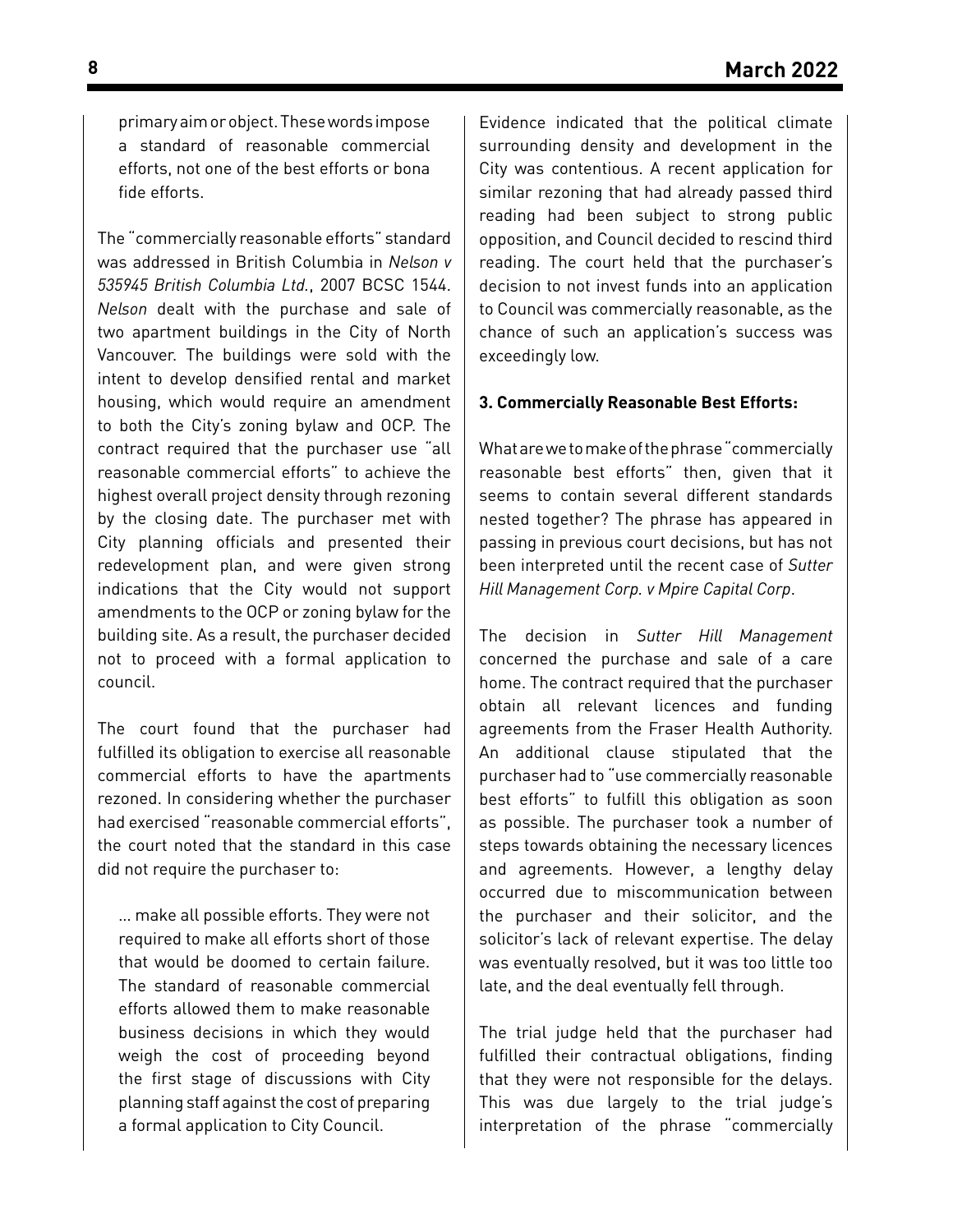primary aim or object. These words impose a standard of reasonable commercial efforts, not one of the best efforts or bona fide efforts.

The "commercially reasonable efforts" standard was addressed in British Columbia in *Nelson v 535945 British Columbia Ltd.*, 2007 BCSC 1544. *Nelson* dealt with the purchase and sale of two apartment buildings in the City of North Vancouver. The buildings were sold with the intent to develop densified rental and market housing, which would require an amendment to both the City's zoning bylaw and OCP. The contract required that the purchaser use "all reasonable commercial efforts" to achieve the highest overall project density through rezoning by the closing date. The purchaser met with City planning officials and presented their redevelopment plan, and were given strong indications that the City would not support amendments to the OCP or zoning bylaw for the building site. As a result, the purchaser decided not to proceed with a formal application to council.

The court found that the purchaser had fulfilled its obligation to exercise all reasonable commercial efforts to have the apartments rezoned. In considering whether the purchaser had exercised "reasonable commercial efforts", the court noted that the standard in this case did not require the purchaser to:

> … make all possible efforts. They were not required to make all efforts short of those that would be doomed to certain failure. The standard of reasonable commercial efforts allowed them to make reasonable business decisions in which they would weigh the cost of proceeding beyond the first stage of discussions with City planning staff against the cost of preparing a formal application to City Council.

Evidence indicated that the political climate surrounding density and development in the City was contentious. A recent application for similar rezoning that had already passed third reading had been subject to strong public opposition, and Council decided to rescind third reading. The court held that the purchaser's decision to not invest funds into an application to Council was commercially reasonable, as the chance of such an application's success was exceedingly low.

**3. Commercially Reasonable Best Efforts:**

What are we to make of the phrase "commercially reasonable best efforts" then, given that it seems to contain several different standards nested together? The phrase has appeared in passing in previous court decisions, but has not been interpreted until the recent case of *Sutter Hill Management Corp. v Mpire Capital Corp*.

The decision in *Sutter Hill Management* concerned the purchase and sale of a care home. The contract required that the purchaser obtain all relevant licences and funding agreements from the Fraser Health Authority. An additional clause stipulated that the purchaser had to "use commercially reasonable best efforts" to fulfill this obligation as soon as possible. The purchaser took a number of steps towards obtaining the necessary licences and agreements. However, a lengthy delay occurred due to miscommunication between the purchaser and their solicitor, and the solicitor's lack of relevant expertise. The delay was eventually resolved, but it was too little too late, and the deal eventually fell through.

The trial judge held that the purchaser had fulfilled their contractual obligations, finding that they were not responsible for the delays. This was due largely to the trial judge's interpretation of the phrase "commercially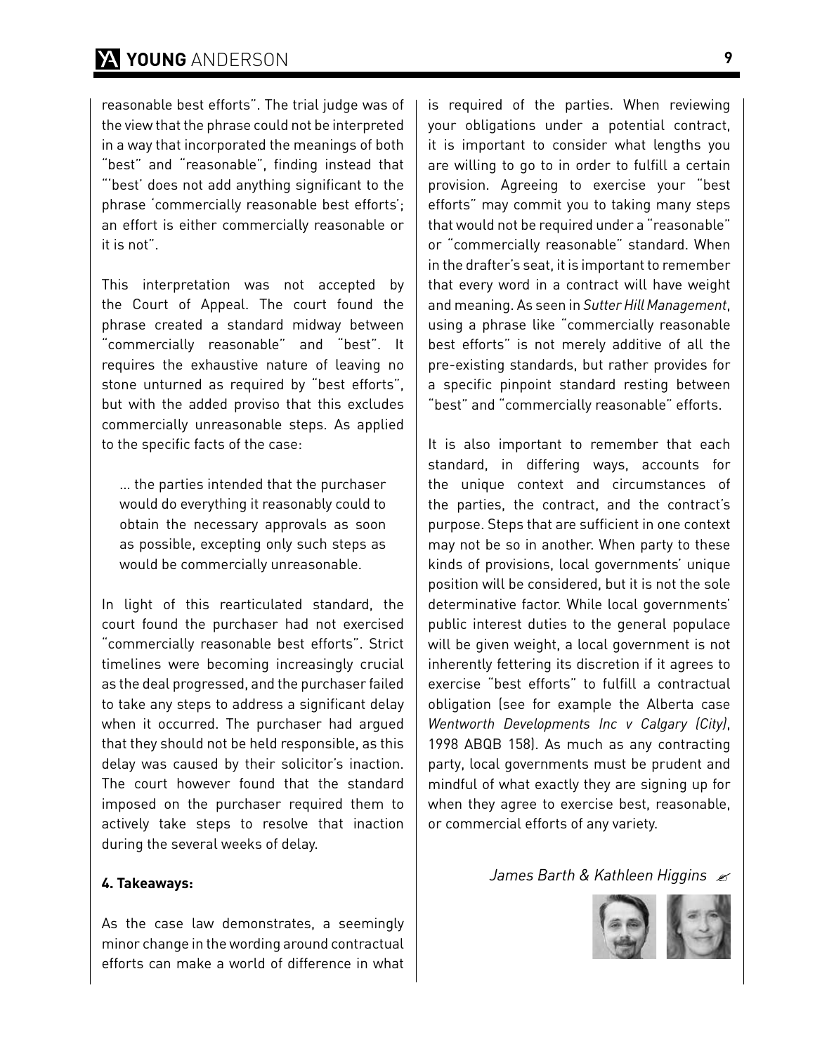reasonable best efforts". The trial judge was of the view that the phrase could not be interpreted in a way that incorporated the meanings of both "best" and "reasonable", finding instead that "'best' does not add anything significant to the phrase 'commercially reasonable best efforts'; an effort is either commercially reasonable or it is not".

This interpretation was not accepted by the Court of Appeal. The court found the phrase created a standard midway between "commercially reasonable" and "best". It requires the exhaustive nature of leaving no stone unturned as required by "best efforts", but with the added proviso that this excludes commercially unreasonable steps. As applied to the specific facts of the case:

> ... the parties intended that the purchaser would do everything it reasonably could to obtain the necessary approvals as soon as possible, excepting only such steps as would be commercially unreasonable.

In light of this rearticulated standard, the court found the purchaser had not exercised "commercially reasonable best efforts". Strict timelines were becoming increasingly crucial as the deal progressed, and the purchaser failed to take any steps to address a significant delay when it occurred. The purchaser had argued that they should not be held responsible, as this delay was caused by their solicitor's inaction. The court however found that the standard imposed on the purchaser required them to actively take steps to resolve that inaction during the several weeks of delay.

**4. Takeaways:**

As the case law demonstrates, a seemingly minor change in the wording around contractual efforts can make a world of difference in what is required of the parties. When reviewing your obligations under a potential contract, it is important to consider what lengths you are willing to go to in order to fulfill a certain provision. Agreeing to exercise your "best efforts" may commit you to taking many steps that would not be required under a "reasonable" or "commercially reasonable" standard. When in the drafter's seat, it is important to remember that every word in a contract will have weight and meaning. As seen in *Sutter Hill Management*, using a phrase like "commercially reasonable best efforts" is not merely additive of all the pre-existing standards, but rather provides for a specific pinpoint standard resting between "best" and "commercially reasonable" efforts.

It is also important to remember that each standard, in differing ways, accounts for the unique context and circumstances of the parties, the contract, and the contract's purpose. Steps that are sufficient in one context may not be so in another. When party to these kinds of provisions, local governments' unique position will be considered, but it is not the sole determinative factor. While local governments' public interest duties to the general populace will be given weight, a local government is not inherently fettering its discretion if it agrees to exercise "best efforts" to fulfill a contractual obligation (see for example the Alberta case *Wentworth Developments Inc v Calgary (City)*, 1998 ABQB 158). As much as any contracting party, local governments must be prudent and mindful of what exactly they are signing up for when they agree to exercise best, reasonable, or commercial efforts of any variety.

*James Barth & Kathleen Higgins*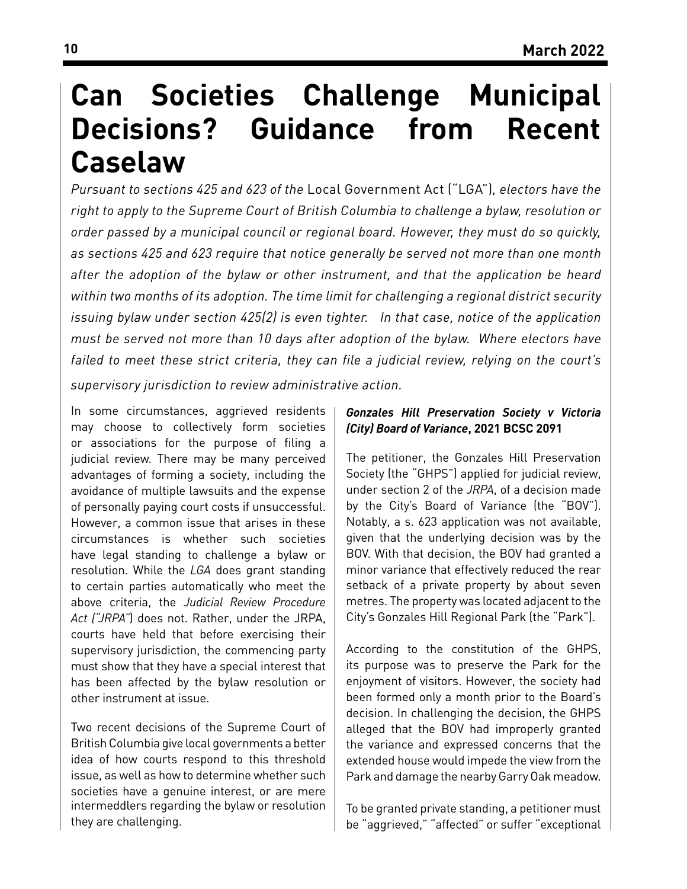# Can Societies Challenge Municipal Decisions? Guidance from Recent Caselaw

*Pursuant to sections 425 and 623 of the* Local Government Act ("LGA")*, electors have the right to apply to the Supreme Court of British Columbia to challenge a bylaw, resolution or order passed by a municipal council or regional board. However, they must do so quickly, as sections 425 and 623 require that notice generally be served not more than one month after the adoption of the bylaw or other instrument, and that the application be heard within two months of its adoption. The time limit for challenging a regional district security issuing bylaw under section 425(2) is even tighter. In that case, notice of the application must be served not more than 10 days after adoption of the bylaw. Where electors have failed to meet these strict criteria, they can file a judicial review, relying on the court's supervisory jurisdiction to review administrative action.*

In some circumstances, aggrieved residents may choose to collectively form societies or associations for the purpose of filing a judicial review. There may be many perceived advantages of forming a society, including the avoidance of multiple lawsuits and the expense of personally paying court costs if unsuccessful. However, a common issue that arises in these circumstances is whether such societies have legal standing to challenge a bylaw or resolution. While the *LGA* does grant standing to certain parties automatically who meet the above criteria, the *Judicial Review Procedure Act ("JRPA")* does not. Rather, under the JRPA, courts have held that before exercising their supervisory jurisdiction, the commencing party must show that they have a special interest that has been affected by the bylaw resolution or other instrument at issue.

Two recent decisions of the Supreme Court of British Columbia give local governments a better idea of how courts respond to this threshold issue, as well as how to determine whether such societies have a genuine interest, or are mere intermeddlers regarding the bylaw or resolution they are challenging.

### *Gonzales Hill Preservation Society v Victoria (City) Board of Variance*, 2021 BCSC 2091

The petitioner, the Gonzales Hill Preservation Society (the "GHPS") applied for judicial review, under section 2 of the *JRPA*, of a decision made by the City's Board of Variance (the "BOV"). Notably, a s. 623 application was not available, given that the underlying decision was by the BOV. With that decision, the BOV had granted a minor variance that effectively reduced the rear setback of a private property by about seven metres. The property was located adjacent to the City's Gonzales Hill Regional Park (the "Park").

According to the constitution of the GHPS, its purpose was to preserve the Park for the enjoyment of visitors. However, the society had been formed only a month prior to the Board's decision. In challenging the decision, the GHPS alleged that the BOV had improperly granted the variance and expressed concerns that the extended house would impede the view from the Park and damage the nearby Garry Oak meadow.

To be granted private standing, a petitioner must be "aggrieved," "affected" or suffer "exceptional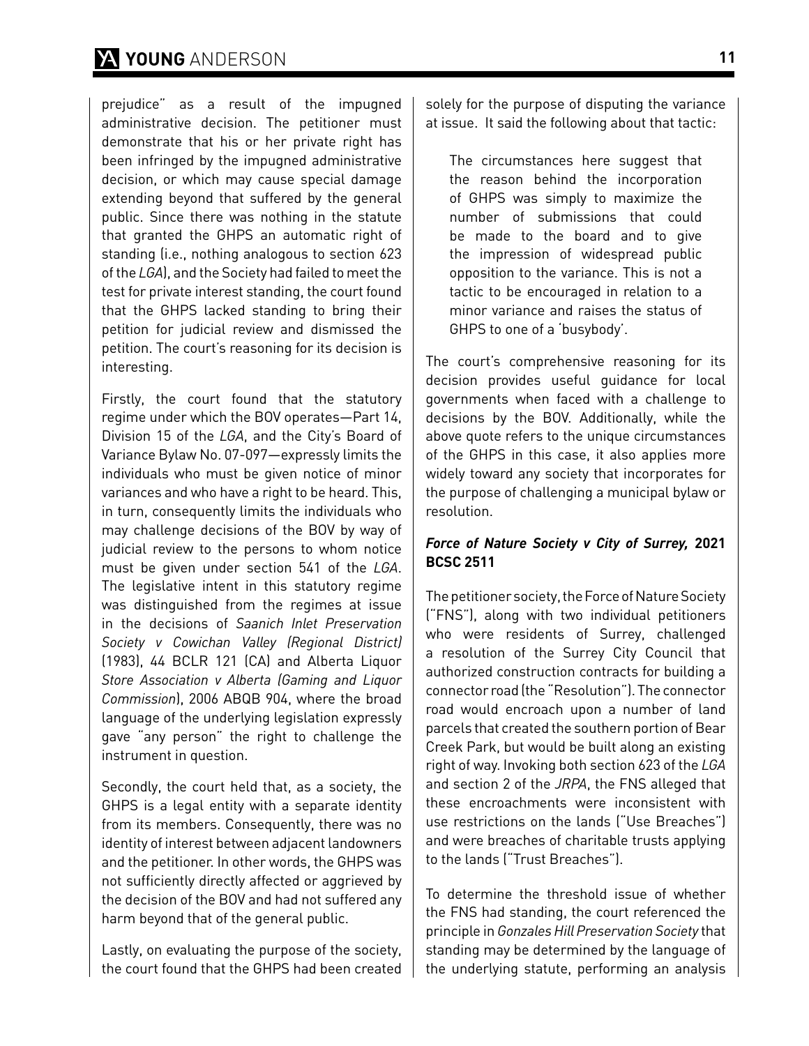prejudice" as a result of the impugned administrative decision. The petitioner must demonstrate that his or her private right has been infringed by the impugned administrative decision, or which may cause special damage extending beyond that suffered by the general public. Since there was nothing in the statute that granted the GHPS an automatic right of standing (i.e., nothing analogous to section 623 of the *LGA*), and the Society had failed to meet the test for private interest standing, the court found that the GHPS lacked standing to bring their petition for judicial review and dismissed the petition. The court's reasoning for its decision is interesting.

Firstly, the court found that the statutory regime under which the BOV operates—Part 14, Division 15 of the *LGA*, and the City's Board of Variance Bylaw No. 07-097—expressly limits the individuals who must be given notice of minor variances and who have a right to be heard. This, in turn, consequently limits the individuals who may challenge decisions of the BOV by way of judicial review to the persons to whom notice must be given under section 541 of the *LGA*. The legislative intent in this statutory regime was distinguished from the regimes at issue in the decisions of *Saanich Inlet Preservation Society v Cowichan Valley (Regional District)* (1983), 44 BCLR 121 (CA) and Alberta Liquor *Store Association v Alberta (Gaming and Liquor Commission*), 2006 ABQB 904, where the broad language of the underlying legislation expressly gave "any person" the right to challenge the instrument in question.

Secondly, the court held that, as a society, the GHPS is a legal entity with a separate identity from its members. Consequently, there was no identity of interest between adjacent landowners and the petitioner. In other words, the GHPS was not sufficiently directly affected or aggrieved by the decision of the BOV and had not suffered any harm beyond that of the general public.

Lastly, on evaluating the purpose of the society, the court found that the GHPS had been created solely for the purpose of disputing the variance at issue. It said the following about that tactic:

> The circumstances here suggest that the reason behind the incorporation of GHPS was simply to maximize the number of submissions that could be made to the board and to give the impression of widespread public opposition to the variance. This is not a tactic to be encouraged in relation to a minor variance and raises the status of GHPS to one of a 'busybody'.

The court's comprehensive reasoning for its decision provides useful guidance for local governments when faced with a challenge to decisions by the BOV. Additionally, while the above quote refers to the unique circumstances of the GHPS in this case, it also applies more widely toward any society that incorporates for the purpose of challenging a municipal bylaw or resolution.

### *Force of Nature Society v City of Surrey,* 2021 BCSC 2511

The petitioner society, the Force of Nature Society ("FNS"), along with two individual petitioners who were residents of Surrey, challenged a resolution of the Surrey City Council that authorized construction contracts for building a connector road (the "Resolution"). The connector road would encroach upon a number of land parcels that created the southern portion of Bear Creek Park, but would be built along an existing right of way. Invoking both section 623 of the *LGA* and section 2 of the *JRPA*, the FNS alleged that these encroachments were inconsistent with use restrictions on the lands ("Use Breaches") and were breaches of charitable trusts applying to the lands ("Trust Breaches").

To determine the threshold issue of whether the FNS had standing, the court referenced the principle in *Gonzales Hill Preservation Society* that standing may be determined by the language of the underlying statute, performing an analysis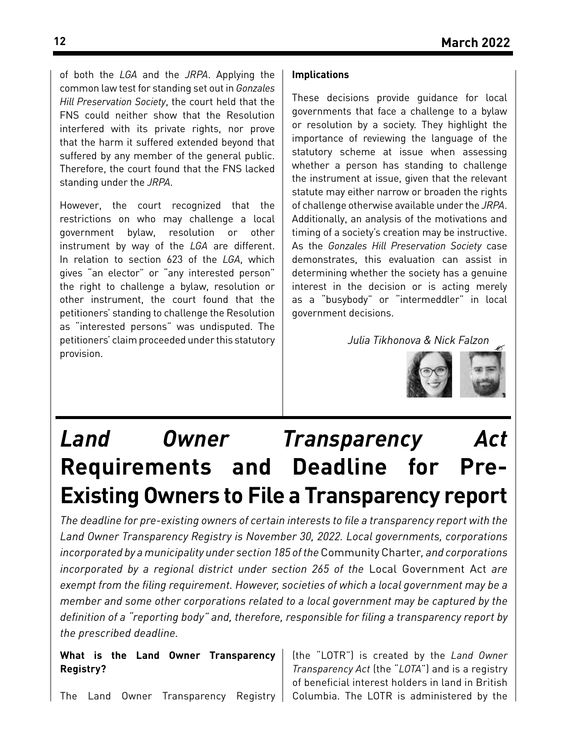of both the *LGA* and the *JRPA*. Applying the common law test for standing set out in *Gonzales Hill Preservation Society*, the court held that the FNS could neither show that the Resolution interfered with its private rights, nor prove that the harm it suffered extended beyond that suffered by any member of the general public. Therefore, the court found that the FNS lacked standing under the *JRPA*.

However, the court recognized that the restrictions on who may challenge a local government bylaw, resolution or other instrument by way of the *LGA* are different. In relation to section 623 of the *LGA*, which gives "an elector" or "any interested person" the right to challenge a bylaw, resolution or other instrument, the court found that the petitioners' standing to challenge the Resolution as "interested persons" was undisputed. The petitioners' claim proceeded under this statutory provision.

**Implications**

These decisions provide guidance for local governments that face a challenge to a bylaw or resolution by a society. They highlight the importance of reviewing the language of the statutory scheme at issue when assessing whether a person has standing to challenge the instrument at issue, given that the relevant statute may either narrow or broaden the rights of challenge otherwise available under the *JRPA*. Additionally, an analysis of the motivations and timing of a society's creation may be instructive. As the *Gonzales Hill Preservation Society* case demonstrates, this evaluation can assist in determining whether the society has a genuine interest in the decision or is acting merely as a "busybody" or "intermeddler" in local government decisions.

*Julia Tikhonova & Nick Falzon*

# *Land Owner Transparency Act* Requirements and Deadline for Pre-Existing Owners to File a Transparency report

*The deadline for pre-existing owners of certain interests to file a transparency report with the Land Owner Transparency Registry is November 30, 2022. Local governments, corporations incorporated by a municipality under section 185 of the* Community Charter*, and corporations incorporated by a regional district under section 265 of the* Local Government Act *are exempt from the filing requirement. However, societies of which a local government may be a member and some other corporations related to a local government may be captured by the definition of a "reporting body" and, therefore, responsible for filing a transparency report by the prescribed deadline.*

**What is the Land Owner Transparency Registry?**

The Land Owner Transparency Registry (the "LOTR") is created by the *Land Owner Transparency Act* (the "*LOTA*") and is a registry of beneficial interest holders in land in British Columbia. The LOTR is administered by the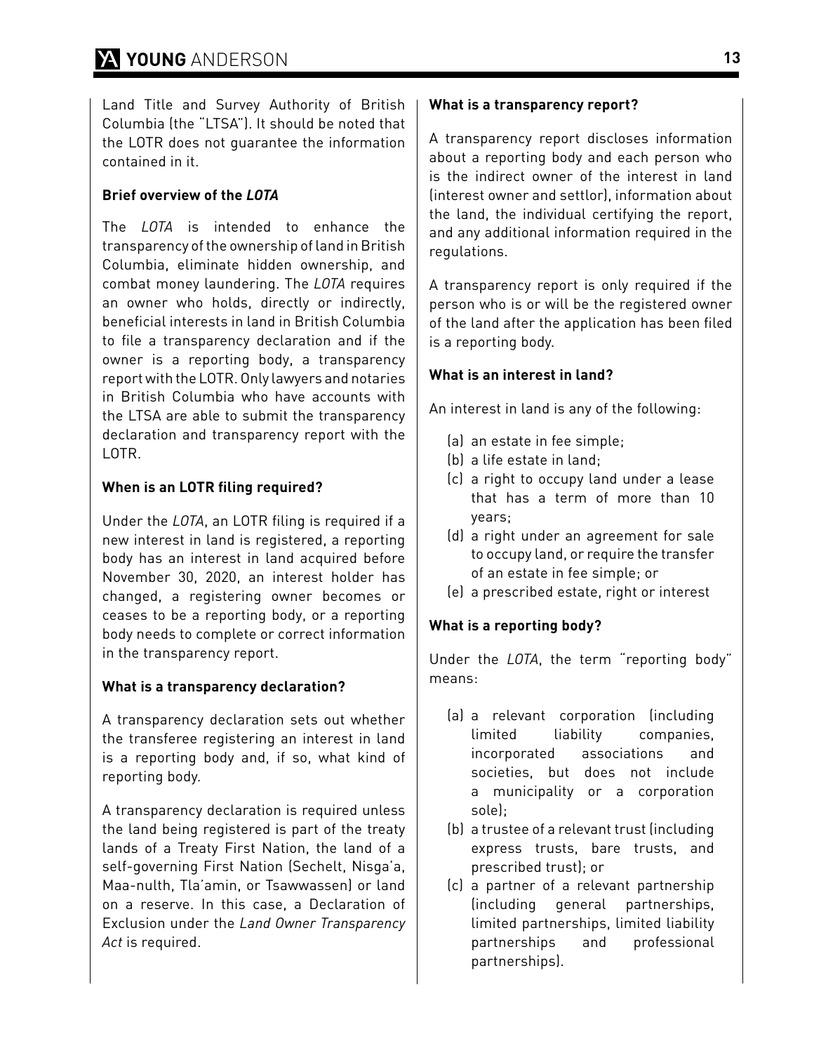Land Title and Survey Authority of British Columbia (the "LTSA"). It should be noted that the LOTR does not guarantee the information contained in it.

**Brief overview of the *LOTA***

The *LOTA* is intended to enhance the transparency of the ownership of land in British Columbia, eliminate hidden ownership, and combat money laundering. The *LOTA* requires an owner who holds, directly or indirectly, beneficial interests in land in British Columbia to file a transparency declaration and if the owner is a reporting body, a transparency report with the LOTR. Only lawyers and notaries in British Columbia who have accounts with the LTSA are able to submit the transparency declaration and transparency report with the LOTR.

**When is an LOTR filing required?**

Under the *LOTA*, an LOTR filing is required if a new interest in land is registered, a reporting body has an interest in land acquired before November 30, 2020, an interest holder has changed, a registering owner becomes or ceases to be a reporting body, or a reporting body needs to complete or correct information in the transparency report.

**What is a transparency declaration?**

A transparency declaration sets out whether the transferee registering an interest in land is a reporting body and, if so, what kind of reporting body.

A transparency declaration is required unless the land being registered is part of the treaty lands of a Treaty First Nation, the land of a self-governing First Nation (Sechelt, Nisga'a, Maa-nulth, Tla'amin, or Tsawwassen) or land on a reserve. In this case, a Declaration of Exclusion under the *Land Owner Transparency Act* is required.

**What is a transparency report?**

A transparency report discloses information about a reporting body and each person who is the indirect owner of the interest in land (interest owner and settlor), information about the land, the individual certifying the report, and any additional information required in the regulations.

A transparency report is only required if the person who is or will be the registered owner of the land after the application has been filed is a reporting body.

**What is an interest in land?**

An interest in land is any of the following:

(a) an estate in fee simple;
(b) a life estate in land;
(c) a right to occupy land under a lease that has a term of more than 10 years;
(d) a right under an agreement for sale to occupy land, or require the transfer of an estate in fee simple; or
(e) a prescribed estate, right or interest

**What is a reporting body?**

Under the *LOTA*, the term "reporting body" means:

(a) a relevant corporation (including limited liability companies, incorporated associations and societies, but does not include a municipality or a corporation sole);
(b) a trustee of a relevant trust (including express trusts, bare trusts, and prescribed trust); or
(c) a partner of a relevant partnership (including general partnerships, limited partnerships, limited liability partnerships and professional partnerships).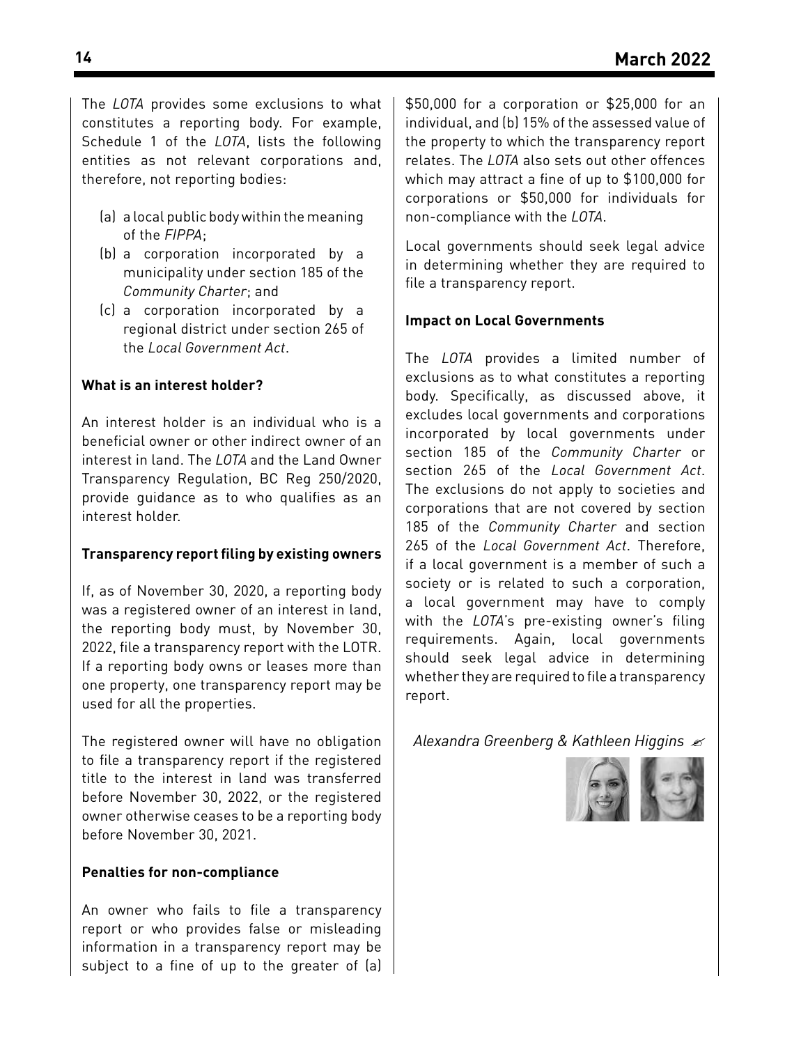The *LOTA* provides some exclusions to what constitutes a reporting body. For example, Schedule 1 of the *LOTA*, lists the following entities as not relevant corporations and, therefore, not reporting bodies:

(a) a local public body within the meaning of the *FIPPA*;
(b) a corporation incorporated by a municipality under section 185 of the *Community Charter*; and
(c) a corporation incorporated by a regional district under section 265 of the *Local Government Act*.

**What is an interest holder?**

An interest holder is an individual who is a beneficial owner or other indirect owner of an interest in land. The *LOTA* and the Land Owner Transparency Regulation, BC Reg 250/2020, provide guidance as to who qualifies as an interest holder.

**Transparency report filing by existing owners**

If, as of November 30, 2020, a reporting body was a registered owner of an interest in land, the reporting body must, by November 30, 2022, file a transparency report with the LOTR. If a reporting body owns or leases more than one property, one transparency report may be used for all the properties.

The registered owner will have no obligation to file a transparency report if the registered title to the interest in land was transferred before November 30, 2022, or the registered owner otherwise ceases to be a reporting body before November 30, 2021.

**Penalties for non-compliance**

An owner who fails to file a transparency report or who provides false or misleading information in a transparency report may be subject to a fine of up to the greater of (a) $50,000 for a corporation or $25,000 for an individual, and (b) 15% of the assessed value of the property to which the transparency report relates. The *LOTA* also sets out other offences which may attract a fine of up to $100,000 for corporations or $50,000 for individuals for non-compliance with the *LOTA*.

Local governments should seek legal advice in determining whether they are required to file a transparency report.

**Impact on Local Governments**

The *LOTA* provides a limited number of exclusions as to what constitutes a reporting body. Specifically, as discussed above, it excludes local governments and corporations incorporated by local governments under section 185 of the *Community Charter* or section 265 of the *Local Government Act*. The exclusions do not apply to societies and corporations that are not covered by section 185 of the *Community Charter* and section 265 of the *Local Government Act*. Therefore, if a local government is a member of such a society or is related to such a corporation, a local government may have to comply with the *LOTA*'s pre-existing owner's filing requirements. Again, local governments should seek legal advice in determining whether they are required to file a transparency report.

*Alexandra Greenberg & Kathleen Higgins* ✍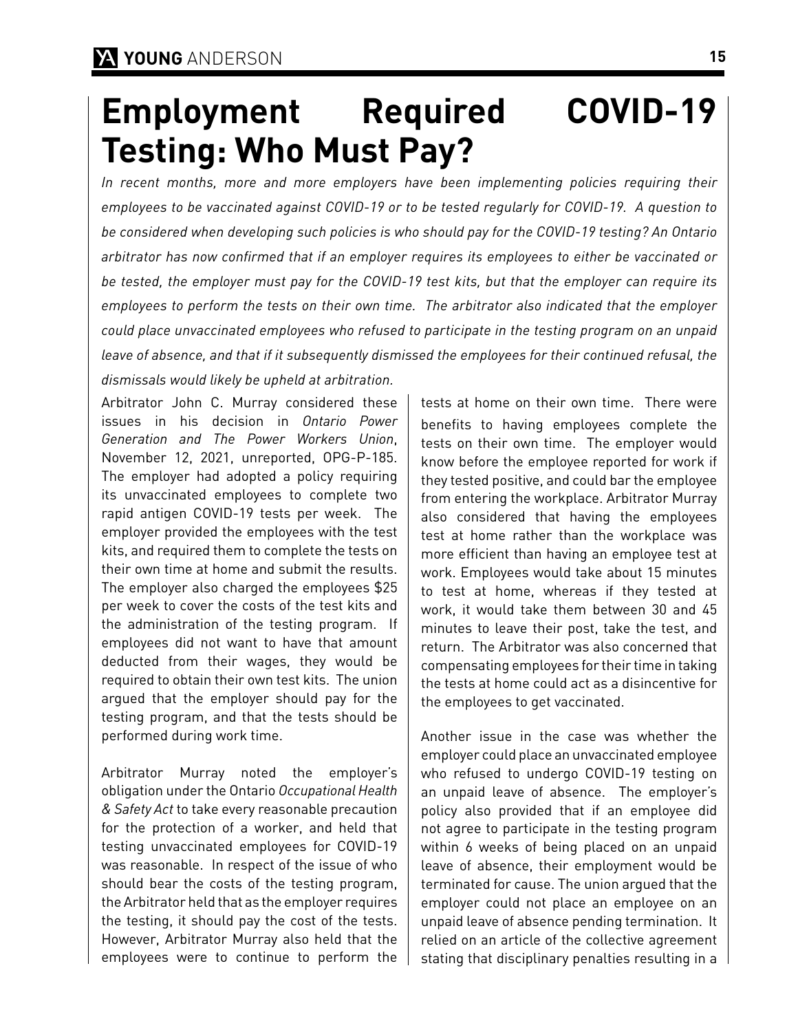# Employment Required COVID-19 Testing: Who Must Pay?

*In recent months, more and more employers have been implementing policies requiring their employees to be vaccinated against COVID-19 or to be tested regularly for COVID-19. A question to be considered when developing such policies is who should pay for the COVID-19 testing? An Ontario arbitrator has now confirmed that if an employer requires its employees to either be vaccinated or be tested, the employer must pay for the COVID-19 test kits, but that the employer can require its employees to perform the tests on their own time. The arbitrator also indicated that the employer could place unvaccinated employees who refused to participate in the testing program on an unpaid leave of absence, and that if it subsequently dismissed the employees for their continued refusal, the dismissals would likely be upheld at arbitration.*

Arbitrator John C. Murray considered these issues in his decision in *Ontario Power Generation and The Power Workers Union*, November 12, 2021, unreported, OPG-P-185. The employer had adopted a policy requiring its unvaccinated employees to complete two rapid antigen COVID-19 tests per week. The employer provided the employees with the test kits, and required them to complete the tests on their own time at home and submit the results. The employer also charged the employees $25 per week to cover the costs of the test kits and the administration of the testing program. If employees did not want to have that amount deducted from their wages, they would be required to obtain their own test kits. The union argued that the employer should pay for the testing program, and that the tests should be performed during work time.

Arbitrator Murray noted the employer's obligation under the Ontario *Occupational Health & Safety Act* to take every reasonable precaution for the protection of a worker, and held that testing unvaccinated employees for COVID-19 was reasonable. In respect of the issue of who should bear the costs of the testing program, the Arbitrator held that as the employer requires the testing, it should pay the cost of the tests. However, Arbitrator Murray also held that the employees were to continue to perform the tests at home on their own time. There were benefits to having employees complete the tests on their own time. The employer would know before the employee reported for work if they tested positive, and could bar the employee from entering the workplace. Arbitrator Murray also considered that having the employees test at home rather than the workplace was more efficient than having an employee test at work. Employees would take about 15 minutes to test at home, whereas if they tested at work, it would take them between 30 and 45 minutes to leave their post, take the test, and return. The Arbitrator was also concerned that compensating employees for their time in taking the tests at home could act as a disincentive for the employees to get vaccinated.

Another issue in the case was whether the employer could place an unvaccinated employee who refused to undergo COVID-19 testing on an unpaid leave of absence. The employer's policy also provided that if an employee did not agree to participate in the testing program within 6 weeks of being placed on an unpaid leave of absence, their employment would be terminated for cause. The union argued that the employer could not place an employee on an unpaid leave of absence pending termination. It relied on an article of the collective agreement stating that disciplinary penalties resulting in a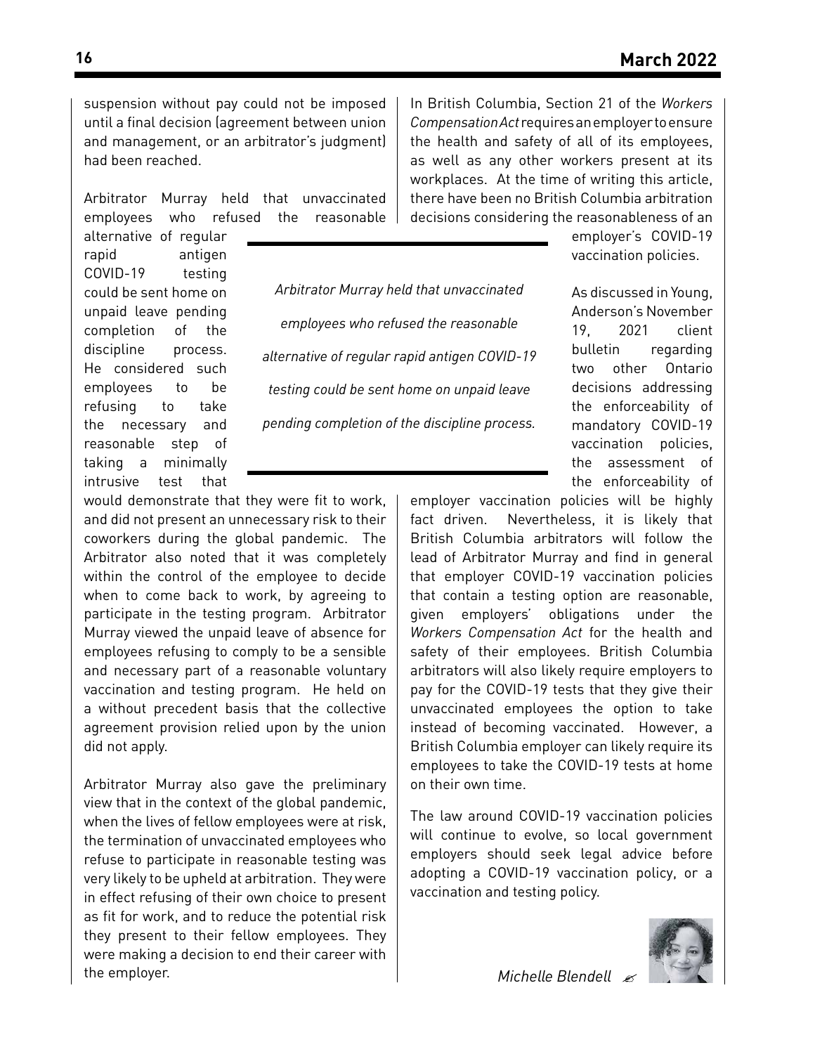suspension without pay could not be imposed until a final decision (agreement between union and management, or an arbitrator's judgment) had been reached.

Arbitrator Murray held that unvaccinated employees who refused the reasonable alternative of regular rapid antigen COVID-19 testing could be sent home on unpaid leave pending completion of the discipline process. He considered such employees to be refusing to take the necessary and reasonable step of taking a minimally intrusive test that would demonstrate that they were fit to work, and did not present an unnecessary risk to their coworkers during the global pandemic. The Arbitrator also noted that it was completely within the control of the employee to decide when to come back to work, by agreeing to participate in the testing program. Arbitrator Murray viewed the unpaid leave of absence for employees refusing to comply to be a sensible and necessary part of a reasonable voluntary vaccination and testing program. He held on a without precedent basis that the collective agreement provision relied upon by the union did not apply.

> *Arbitrator Murray held that unvaccinated employees who refused the reasonable alternative of regular rapid antigen COVID-19 testing could be sent home on unpaid leave pending completion of the discipline process.*

Arbitrator Murray also gave the preliminary view that in the context of the global pandemic, when the lives of fellow employees were at risk, the termination of unvaccinated employees who refuse to participate in reasonable testing was very likely to be upheld at arbitration. They were in effect refusing of their own choice to present as fit for work, and to reduce the potential risk they present to their fellow employees. They were making a decision to end their career with the employer.

In British Columbia, Section 21 of the *Workers Compensation Act* requires an employer to ensure the health and safety of all of its employees, as well as any other workers present at its workplaces. At the time of writing this article, there have been no British Columbia arbitration decisions considering the reasonableness of an employer's COVID-19 vaccination policies.

As discussed in Young, Anderson's November 19, 2021 client bulletin regarding two other Ontario decisions addressing the enforceability of mandatory COVID-19 vaccination policies, the assessment of the enforceability of employer vaccination policies will be highly fact driven. Nevertheless, it is likely that British Columbia arbitrators will follow the lead of Arbitrator Murray and find in general that employer COVID-19 vaccination policies that contain a testing option are reasonable, given employers' obligations under the *Workers Compensation Act* for the health and safety of their employees. British Columbia arbitrators will also likely require employers to pay for the COVID-19 tests that they give their unvaccinated employees the option to take instead of becoming vaccinated. However, a British Columbia employer can likely require its employees to take the COVID-19 tests at home on their own time.

The law around COVID-19 vaccination policies will continue to evolve, so local government employers should seek legal advice before adopting a COVID-19 vaccination policy, or a vaccination and testing policy.

*Michelle Blendell*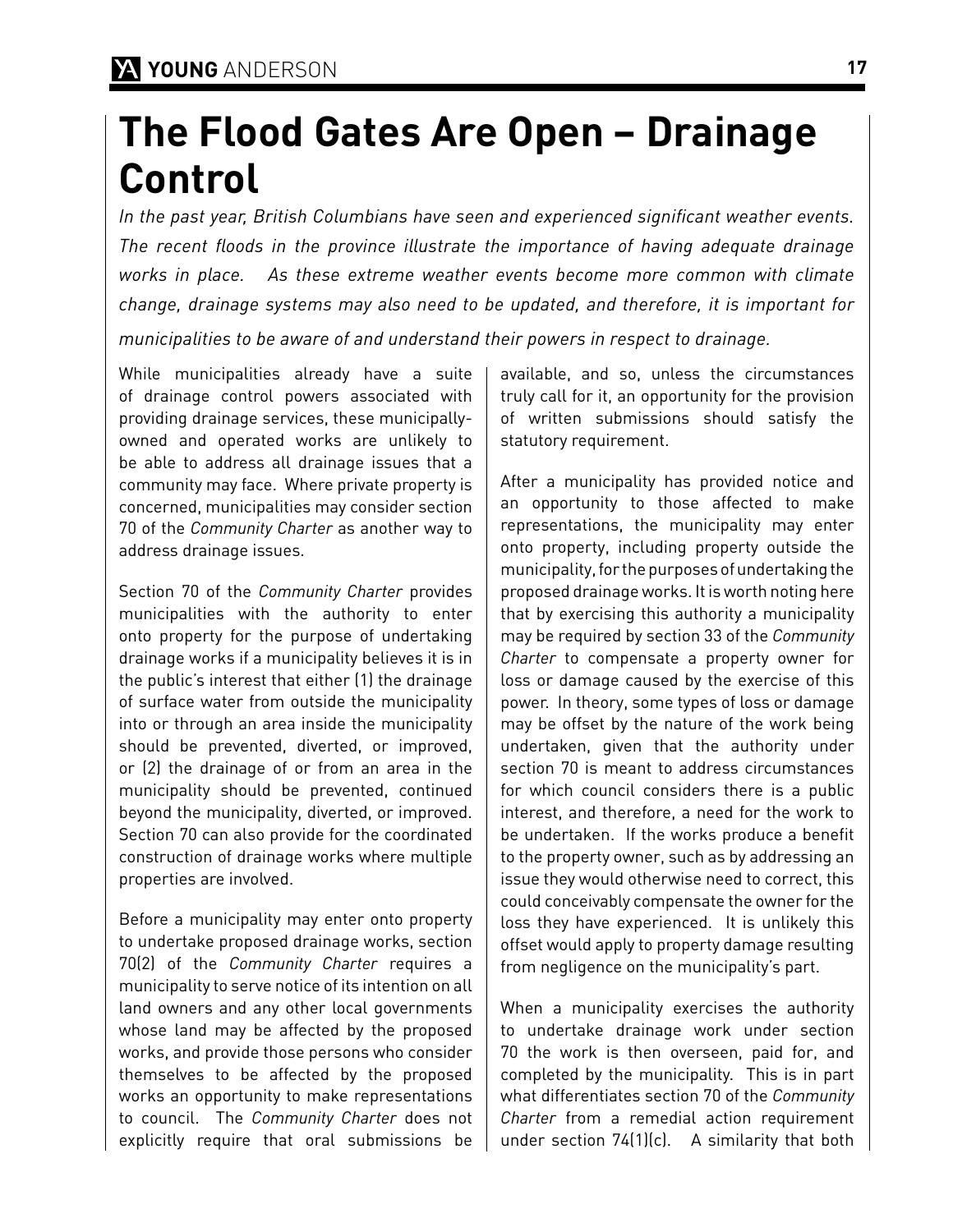# The Flood Gates Are Open – Drainage Control

*In the past year, British Columbians have seen and experienced significant weather events. The recent floods in the province illustrate the importance of having adequate drainage works in place. As these extreme weather events become more common with climate change, drainage systems may also need to be updated, and therefore, it is important for municipalities to be aware of and understand their powers in respect to drainage.*

While municipalities already have a suite of drainage control powers associated with providing drainage services, these municipally-owned and operated works are unlikely to be able to address all drainage issues that a community may face. Where private property is concerned, municipalities may consider section 70 of the *Community Charter* as another way to address drainage issues.

Section 70 of the *Community Charter* provides municipalities with the authority to enter onto property for the purpose of undertaking drainage works if a municipality believes it is in the public's interest that either (1) the drainage of surface water from outside the municipality into or through an area inside the municipality should be prevented, diverted, or improved, or (2) the drainage of or from an area in the municipality should be prevented, continued beyond the municipality, diverted, or improved. Section 70 can also provide for the coordinated construction of drainage works where multiple properties are involved.

Before a municipality may enter onto property to undertake proposed drainage works, section 70(2) of the *Community Charter* requires a municipality to serve notice of its intention on all land owners and any other local governments whose land may be affected by the proposed works, and provide those persons who consider themselves to be affected by the proposed works an opportunity to make representations to council. The *Community Charter* does not explicitly require that oral submissions be available, and so, unless the circumstances truly call for it, an opportunity for the provision of written submissions should satisfy the statutory requirement.

After a municipality has provided notice and an opportunity to those affected to make representations, the municipality may enter onto property, including property outside the municipality, for the purposes of undertaking the proposed drainage works. It is worth noting here that by exercising this authority a municipality may be required by section 33 of the *Community Charter* to compensate a property owner for loss or damage caused by the exercise of this power. In theory, some types of loss or damage may be offset by the nature of the work being undertaken, given that the authority under section 70 is meant to address circumstances for which council considers there is a public interest, and therefore, a need for the work to be undertaken. If the works produce a benefit to the property owner, such as by addressing an issue they would otherwise need to correct, this could conceivably compensate the owner for the loss they have experienced. It is unlikely this offset would apply to property damage resulting from negligence on the municipality's part.

When a municipality exercises the authority to undertake drainage work under section 70 the work is then overseen, paid for, and completed by the municipality. This is in part what differentiates section 70 of the *Community Charter* from a remedial action requirement under section 74(1)(c). A similarity that both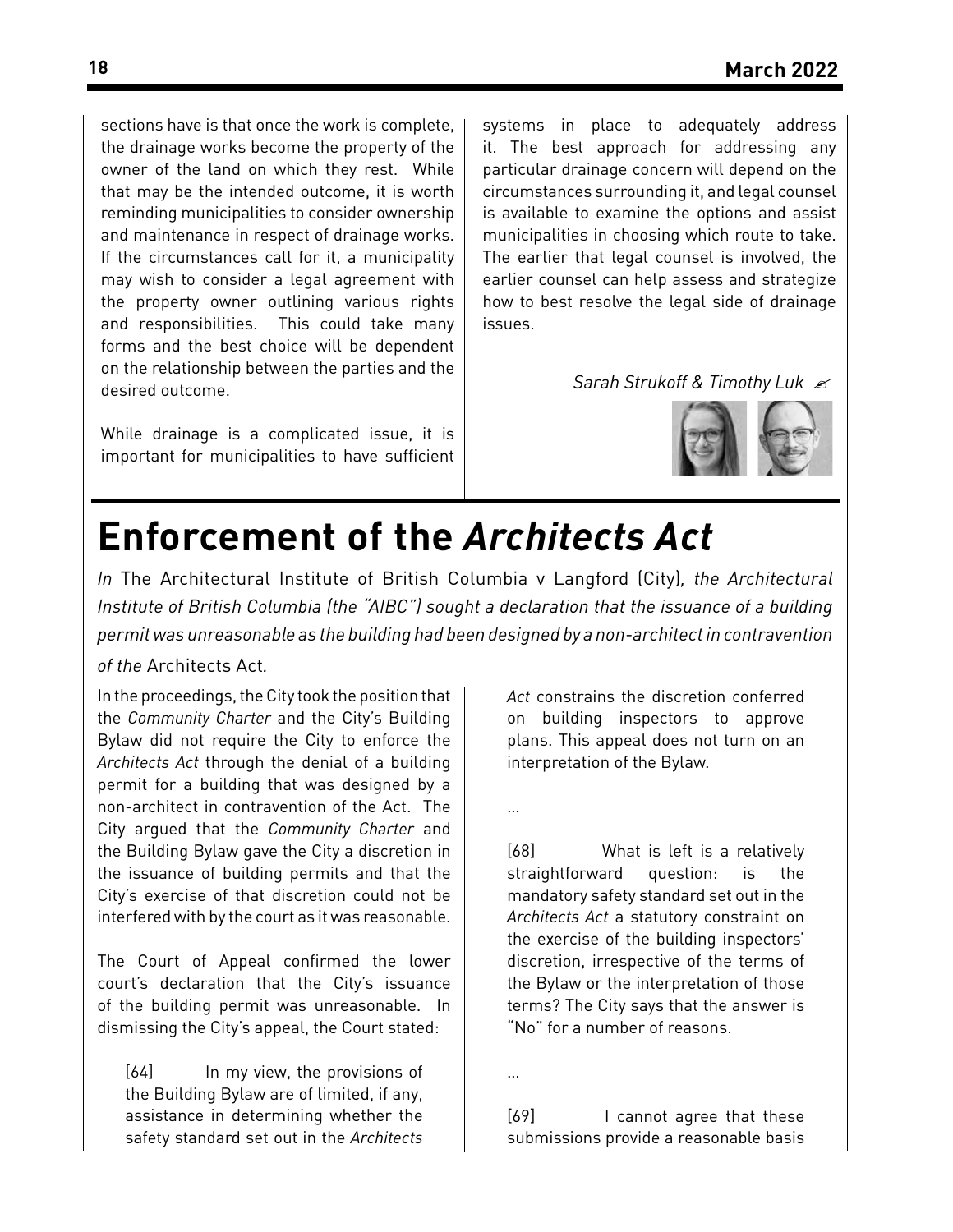sections have is that once the work is complete, the drainage works become the property of the owner of the land on which they rest. While that may be the intended outcome, it is worth reminding municipalities to consider ownership and maintenance in respect of drainage works. If the circumstances call for it, a municipality may wish to consider a legal agreement with the property owner outlining various rights and responsibilities. This could take many forms and the best choice will be dependent on the relationship between the parties and the desired outcome.

While drainage is a complicated issue, it is important for municipalities to have sufficient systems in place to adequately address it. The best approach for addressing any particular drainage concern will depend on the circumstances surrounding it, and legal counsel is available to examine the options and assist municipalities in choosing which route to take. The earlier that legal counsel is involved, the earlier counsel can help assess and strategize how to best resolve the legal side of drainage issues.

*Sarah Strukoff & Timothy Luk* ✍

# Enforcement of the *Architects Act*

*In* The Architectural Institute of British Columbia v Langford (City)*, the Architectural Institute of British Columbia (the "AIBC") sought a declaration that the issuance of a building permit was unreasonable as the building had been designed by a non-architect in contravention of the* Architects Act*.*

In the proceedings, the City took the position that the *Community Charter* and the City's Building Bylaw did not require the City to enforce the *Architects Act* through the denial of a building permit for a building that was designed by a non-architect in contravention of the Act. The City argued that the *Community Charter* and the Building Bylaw gave the City a discretion in the issuance of building permits and that the City's exercise of that discretion could not be interfered with by the court as it was reasonable.

The Court of Appeal confirmed the lower court's declaration that the City's issuance of the building permit was unreasonable. In dismissing the City's appeal, the Court stated:

> [64] In my view, the provisions of the Building Bylaw are of limited, if any, assistance in determining whether the safety standard set out in the *Architects Act* constrains the discretion conferred on building inspectors to approve plans. This appeal does not turn on an interpretation of the Bylaw.
>
> …
>
> [68] What is left is a relatively straightforward question: is the mandatory safety standard set out in the *Architects Act* a statutory constraint on the exercise of the building inspectors' discretion, irrespective of the terms of the Bylaw or the interpretation of those terms? The City says that the answer is "No" for a number of reasons.
>
> …
>
> [69] I cannot agree that these submissions provide a reasonable basis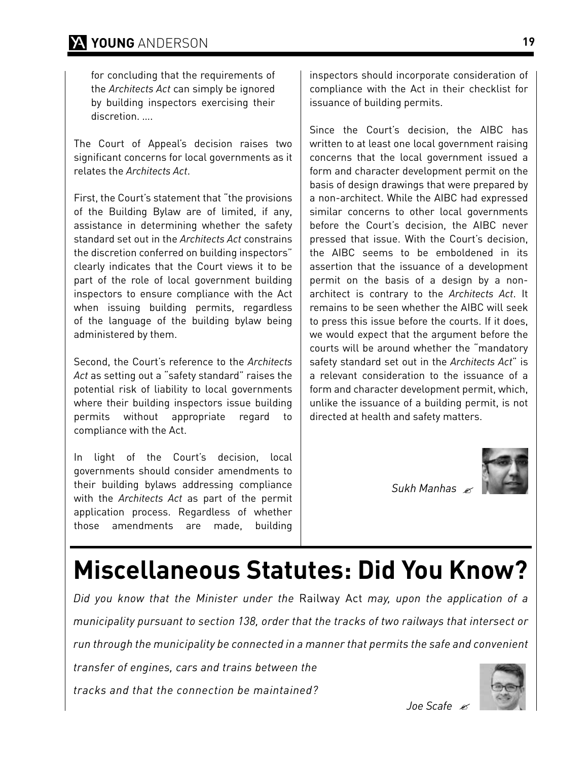for concluding that the requirements of the *Architects Act* can simply be ignored by building inspectors exercising their discretion. ....

The Court of Appeal's decision raises two significant concerns for local governments as it relates the *Architects Act*.

First, the Court's statement that "the provisions of the Building Bylaw are of limited, if any, assistance in determining whether the safety standard set out in the *Architects Act* constrains the discretion conferred on building inspectors" clearly indicates that the Court views it to be part of the role of local government building inspectors to ensure compliance with the Act when issuing building permits, regardless of the language of the building bylaw being administered by them.

Second, the Court's reference to the *Architects Act* as setting out a "safety standard" raises the potential risk of liability to local governments where their building inspectors issue building permits without appropriate regard to compliance with the Act.

In light of the Court's decision, local governments should consider amendments to their building bylaws addressing compliance with the *Architects Act* as part of the permit application process. Regardless of whether those amendments are made, building inspectors should incorporate consideration of compliance with the Act in their checklist for issuance of building permits.

Since the Court's decision, the AIBC has written to at least one local government raising concerns that the local government issued a form and character development permit on the basis of design drawings that were prepared by a non-architect. While the AIBC had expressed similar concerns to other local governments before the Court's decision, the AIBC never pressed that issue. With the Court's decision, the AIBC seems to be emboldened in its assertion that the issuance of a development permit on the basis of a design by a non-architect is contrary to the *Architects Act*. It remains to be seen whether the AIBC will seek to press this issue before the courts. If it does, we would expect that the argument before the courts will be around whether the "mandatory safety standard set out in the *Architects Act*" is a relevant consideration to the issuance of a form and character development permit, which, unlike the issuance of a building permit, is not directed at health and safety matters.

*Sukh Manhas* ✍

# Miscellaneous Statutes: Did You Know?

*Did you know that the Minister under the* Railway Act *may, upon the application of a municipality pursuant to section 138, order that the tracks of two railways that intersect or run through the municipality be connected in a manner that permits the safe and convenient transfer of engines, cars and trains between the tracks and that the connection be maintained?*

*Joe Scafe* ✍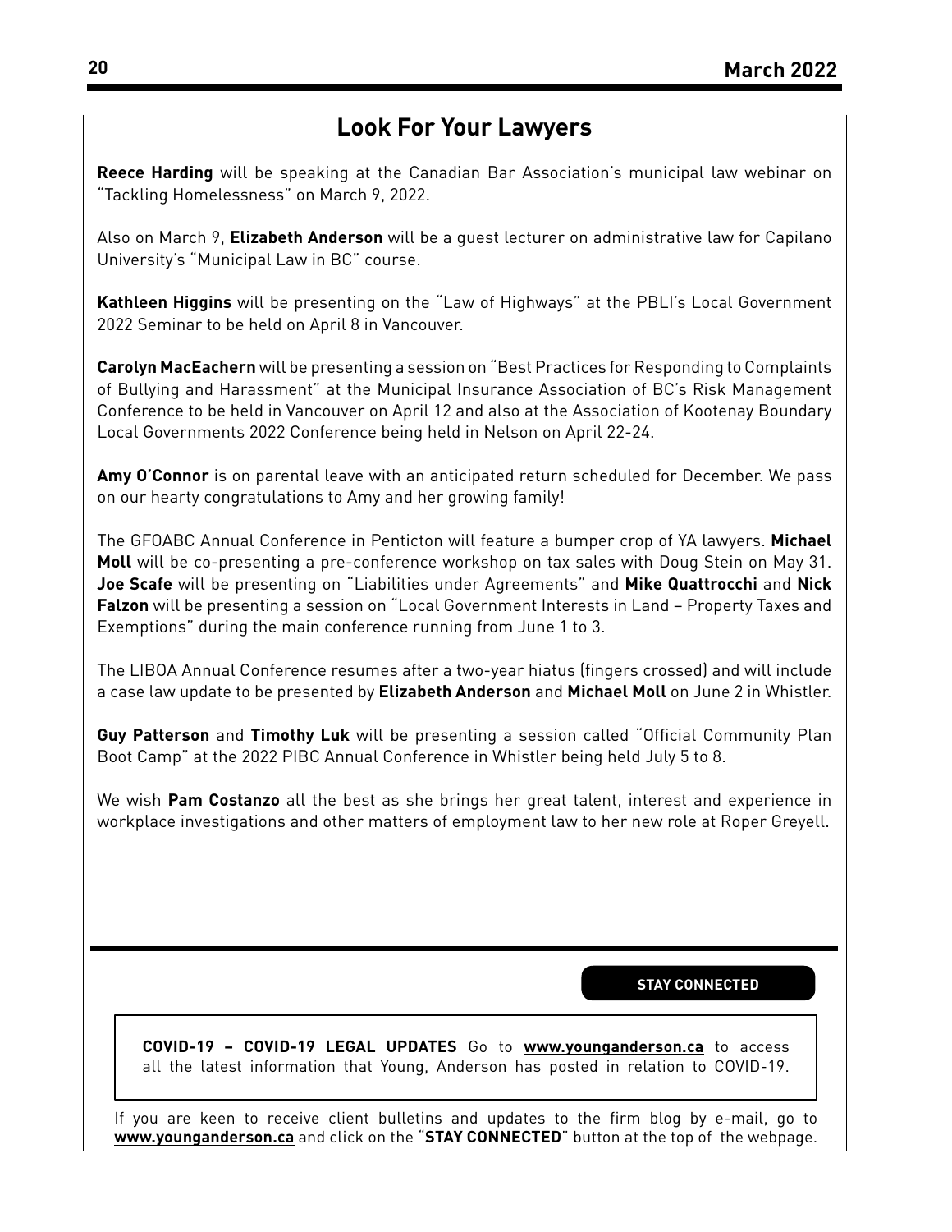# Look For Your Lawyers

**Reece Harding** will be speaking at the Canadian Bar Association's municipal law webinar on "Tackling Homelessness" on March 9, 2022.

Also on March 9, **Elizabeth Anderson** will be a guest lecturer on administrative law for Capilano University's "Municipal Law in BC" course.

**Kathleen Higgins** will be presenting on the "Law of Highways" at the PBLI's Local Government 2022 Seminar to be held on April 8 in Vancouver.

**Carolyn MacEachern** will be presenting a session on "Best Practices for Responding to Complaints of Bullying and Harassment" at the Municipal Insurance Association of BC's Risk Management Conference to be held in Vancouver on April 12 and also at the Association of Kootenay Boundary Local Governments 2022 Conference being held in Nelson on April 22-24.

**Amy O'Connor** is on parental leave with an anticipated return scheduled for December. We pass on our hearty congratulations to Amy and her growing family!

The GFOABC Annual Conference in Penticton will feature a bumper crop of YA lawyers. **Michael Moll** will be co-presenting a pre-conference workshop on tax sales with Doug Stein on May 31. **Joe Scafe** will be presenting on "Liabilities under Agreements" and **Mike Quattrocchi** and **Nick Falzon** will be presenting a session on "Local Government Interests in Land – Property Taxes and Exemptions" during the main conference running from June 1 to 3.

The LIBOA Annual Conference resumes after a two-year hiatus (fingers crossed) and will include a case law update to be presented by **Elizabeth Anderson** and **Michael Moll** on June 2 in Whistler.

**Guy Patterson** and **Timothy Luk** will be presenting a session called "Official Community Plan Boot Camp" at the 2022 PIBC Annual Conference in Whistler being held July 5 to 8.

We wish **Pam Costanzo** all the best as she brings her great talent, interest and experience in workplace investigations and other matters of employment law to her new role at Roper Greyell.

**STAY CONNECTED**

**COVID-19 – COVID-19 LEGAL UPDATES** Go to **www.younganderson.ca** to access all the latest information that Young, Anderson has posted in relation to COVID-19.

If you are keen to receive client bulletins and updates to the firm blog by e-mail, go to **www.younganderson.ca** and click on the "**STAY CONNECTED**" button at the top of the webpage.